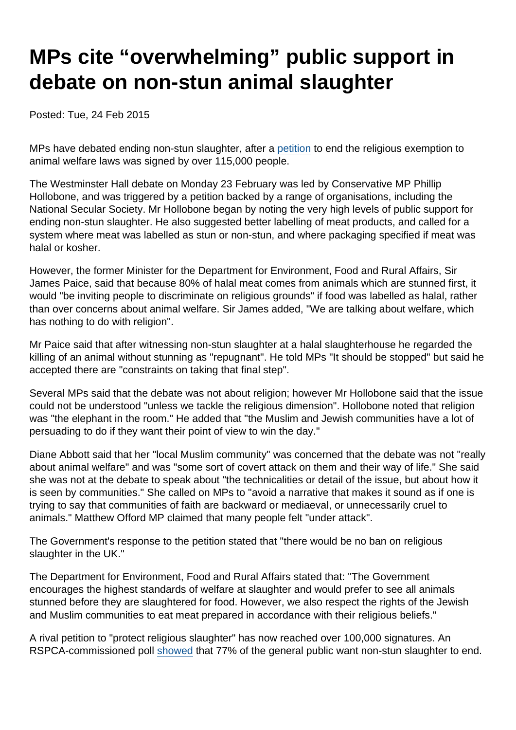# MPs cite “overwhelming” public support in debate on non-stun animal slaughter

Posted: Tue, 24 Feb 2015

MPs have debated ending non-stun slaughter, after a petition to end the religious exemption to animal welfare laws was signed by over 115,000 people.

The Westminster Hall debate on Monday 23 February was led by Conservative MP Phillip Hollobone, and was triggered by a petition backed by a range of organisations, including the National Secular Society. Mr Hollobone began by noting the very high levels of public support for ending non-stun slaughter. He also suggested better labelling of meat products, and called for a system where meat was labelled as stun or non-stun, and where packaging specified if meat was halal or kosher.

However, the former Minister for the Department for Environment, Food and Rural Affairs, Sir James Paice, said that because 80% of halal meat comes from animals which are stunned first, it would "be inviting people to discriminate on religious grounds" if food was labelled as halal, rather than over concerns about animal welfare. Sir James added, "We are talking about welfare, which has nothing to do with religion".

Mr Paice said that after witnessing non-stun slaughter at a halal slaughterhouse he regarded the killing of an animal without stunning as "repugnant". He told MPs "It should be stopped" but said he accepted there are "constraints on taking that final step".

Several MPs said that the debate was not about religion; however Mr Hollobone said that the issue could not be understood "unless we tackle the religious dimension". Hollobone noted that religion was "the elephant in the room." He added that "the Muslim and Jewish communities have a lot of persuading to do if they want their point of view to win the day."

Diane Abbott said that her "local Muslim community" was concerned that the debate was not "really about animal welfare" and was "some sort of covert attack on them and their way of life." She said she was not at the debate to speak about "the technicalities or detail of the issue, but about how it is seen by communities." She called on MPs to "avoid a narrative that makes it sound as if one is trying to say that communities of faith are backward or mediaeval, or unnecessarily cruel to animals." Matthew Offord MP claimed that many people felt "under attack".

The Government's response to the petition stated that "there would be no ban on religious slaughter in the UK."

The Department for Environment, Food and Rural Affairs stated that: "The Government encourages the highest standards of welfare at slaughter and would prefer to see all animals stunned before they are slaughtered for food. However, we also respect the rights of the Jewish and Muslim communities to eat meat prepared in accordance with their religious beliefs."

A rival petition to "protect religious slaughter" has now reached over 100,000 signatures. An RSPCA-commissioned poll showed that 77% of the general public want non-stun slaughter to end.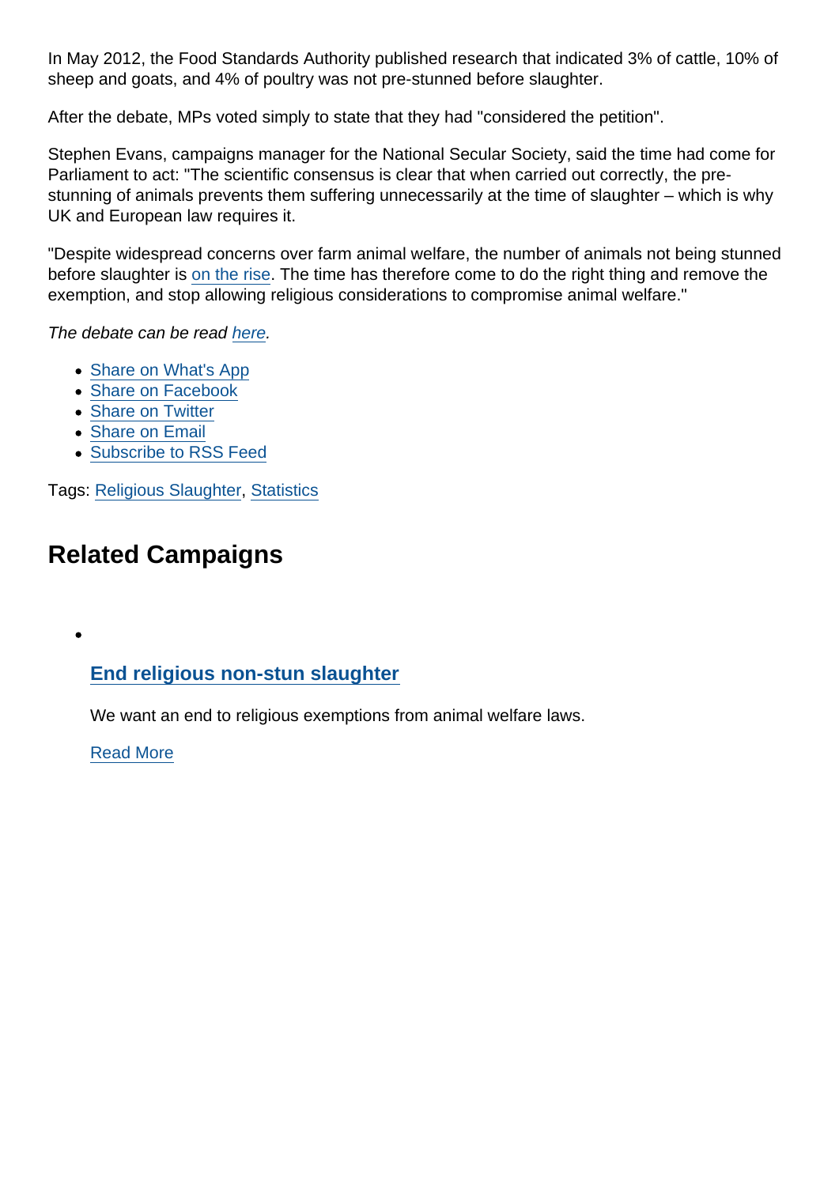In May 2012, the Food Standards Authority published research that indicated 3% of cattle, 10% of sheep and goats, and 4% of poultry was not pre-stunned before slaughter.

After the debate, MPs voted simply to state that they had "considered the petition".

Stephen Evans, campaigns manager for the National Secular Society, said the time had come for Parliament to act: "The scientific consensus is clear that when carried out correctly, the pre-stunning of animals prevents them suffering unnecessarily at the time of slaughter – which is why UK and European law requires it.

"Despite widespread concerns over farm animal welfare, the number of animals not being stunned before slaughter is on the rise. The time has therefore come to do the right thing and remove the exemption, and stop allowing religious considerations to compromise animal welfare."

*The debate can be read here.*

- Share on What's App
- Share on Facebook
- Share on Twitter
- Share on Email
- Subscribe to RSS Feed

Tags: Religious Slaughter, Statistics

## Related Campaigns

- ### End religious non-stun slaughter

  We want an end to religious exemptions from animal welfare laws.

  Read More